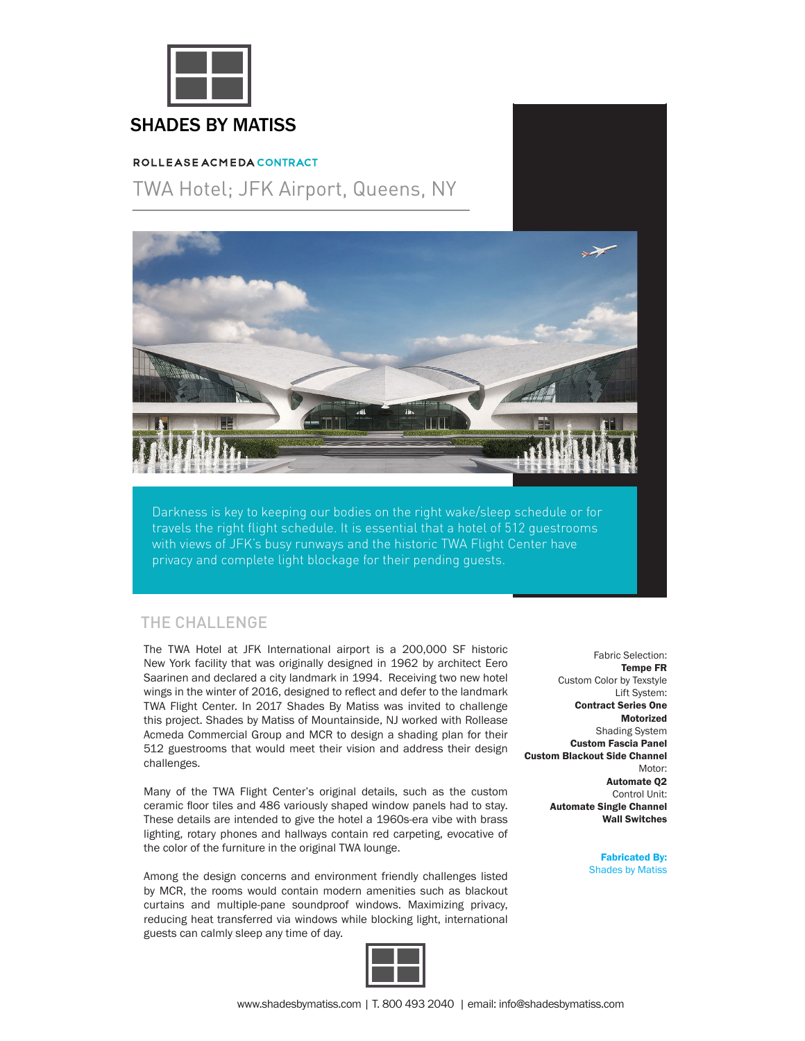# SHADES BY MATISS

ROLLEASE ACMEDA CONTRACT

## TWA Hotel; JFK Airport, Queens, NY

Darkness is key to keeping our bodies on the right wake/sleep schedule or for travels the right flight schedule. It is essential that a hotel of 512 guestrooms with views of JFK's busy runways and the historic TWA Flight Center have privacy and complete light blockage for their pending guests.

## THE CHALLENGE

The TWA Hotel at JFK International airport is a 200,000 SF historic New York facility that was originally designed in 1962 by architect Eero Saarinen and declared a city landmark in 1994. Receiving two new hotel wings in the winter of 2016, designed to reflect and defer to the landmark TWA Flight Center. In 2017 Shades By Matiss was invited to challenge this project. Shades by Matiss of Mountainside, NJ worked with Rollease Acmeda Commercial Group and MCR to design a shading plan for their 512 guestrooms that would meet their vision and address their design challenges.

Many of the TWA Flight Center's original details, such as the custom ceramic floor tiles and 486 variously shaped window panels had to stay. These details are intended to give the hotel a 1960s-era vibe with brass lighting, rotary phones and hallways contain red carpeting, evocative of the color of the furniture in the original TWA lounge.

Among the design concerns and environment friendly challenges listed by MCR, the rooms would contain modern amenities such as blackout curtains and multiple-pane soundproof windows. Maximizing privacy, reducing heat transferred via windows while blocking light, international guests can calmly sleep any time of day.

Fabric Selection:
**Tempe FR**
Custom Color by Texstyle

Lift System:
**Contract Series One**
**Motorized**

Shading System
**Custom Fascia Panel**
**Custom Blackout Side Channel**

Motor:
**Automate Q2**

Control Unit:
**Automate Single Channel**
**Wall Switches**

**Fabricated By:**
Shades by Matiss

www.shadesbymatiss.com | T. 800 493 2040 | email: info@shadesbymatiss.com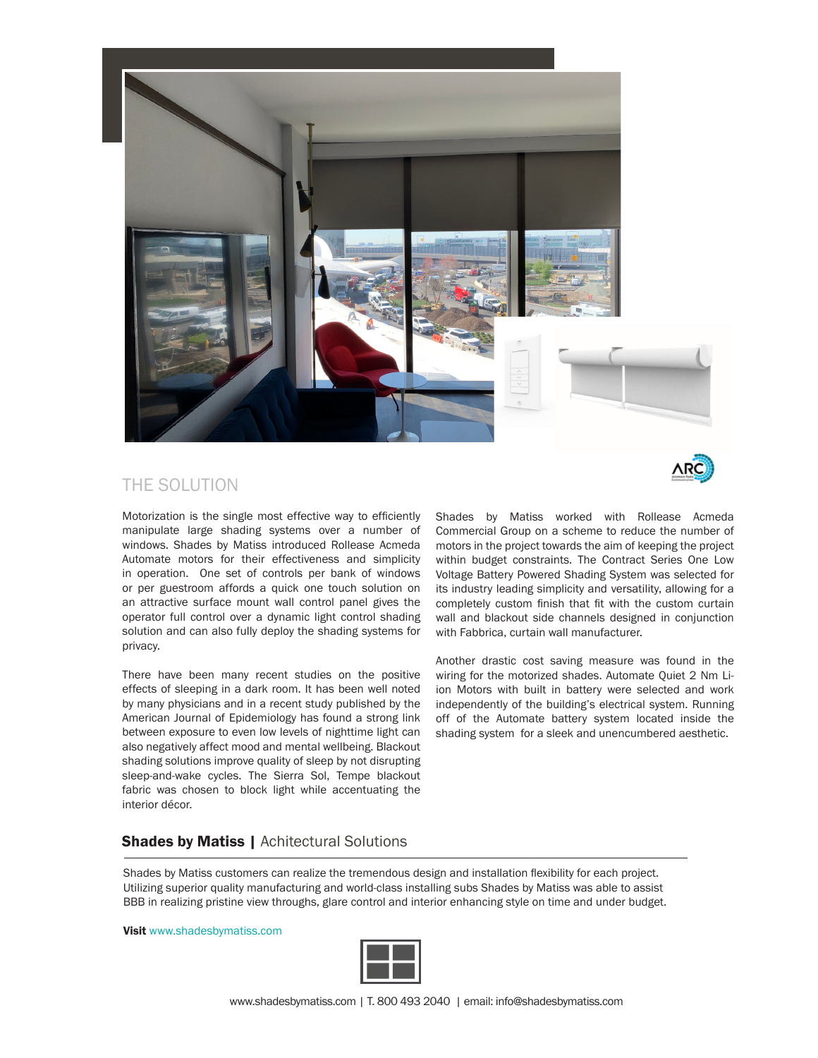## THE SOLUTION

Motorization is the single most effective way to efficiently manipulate large shading systems over a number of windows. Shades by Matiss introduced Rollease Acmeda Automate motors for their effectiveness and simplicity in operation. One set of controls per bank of windows or per guestroom affords a quick one touch solution on an attractive surface mount wall control panel gives the operator full control over a dynamic light control shading solution and can also fully deploy the shading systems for privacy.

There have been many recent studies on the positive effects of sleeping in a dark room. It has been well noted by many physicians and in a recent study published by the American Journal of Epidemiology has found a strong link between exposure to even low levels of nighttime light can also negatively affect mood and mental wellbeing. Blackout shading solutions improve quality of sleep by not disrupting sleep-and-wake cycles. The Sierra Sol, Tempe blackout fabric was chosen to block light while accentuating the interior décor.

Shades by Matiss worked with Rollease Acmeda Commercial Group on a scheme to reduce the number of motors in the project towards the aim of keeping the project within budget constraints. The Contract Series One Low Voltage Battery Powered Shading System was selected for its industry leading simplicity and versatility, allowing for a completely custom finish that fit with the custom curtain wall and blackout side channels designed in conjunction with Fabbrica, curtain wall manufacturer.

Another drastic cost saving measure was found in the wiring for the motorized shades. Automate Quiet 2 Nm Li-ion Motors with built in battery were selected and work independently of the building's electrical system. Running off of the Automate battery system located inside the shading system for a sleek and unencumbered aesthetic.

### **Shades by Matiss |** Achitectural Solutions

Shades by Matiss customers can realize the tremendous design and installation flexibility for each project. Utilizing superior quality manufacturing and world-class installing subs Shades by Matiss was able to assist BBB in realizing pristine view throughs, glare control and interior enhancing style on time and under budget.

**Visit** www.shadesbymatiss.com

www.shadesbymatiss.com | T. 800 493 2040 | email: info@shadesbymatiss.com